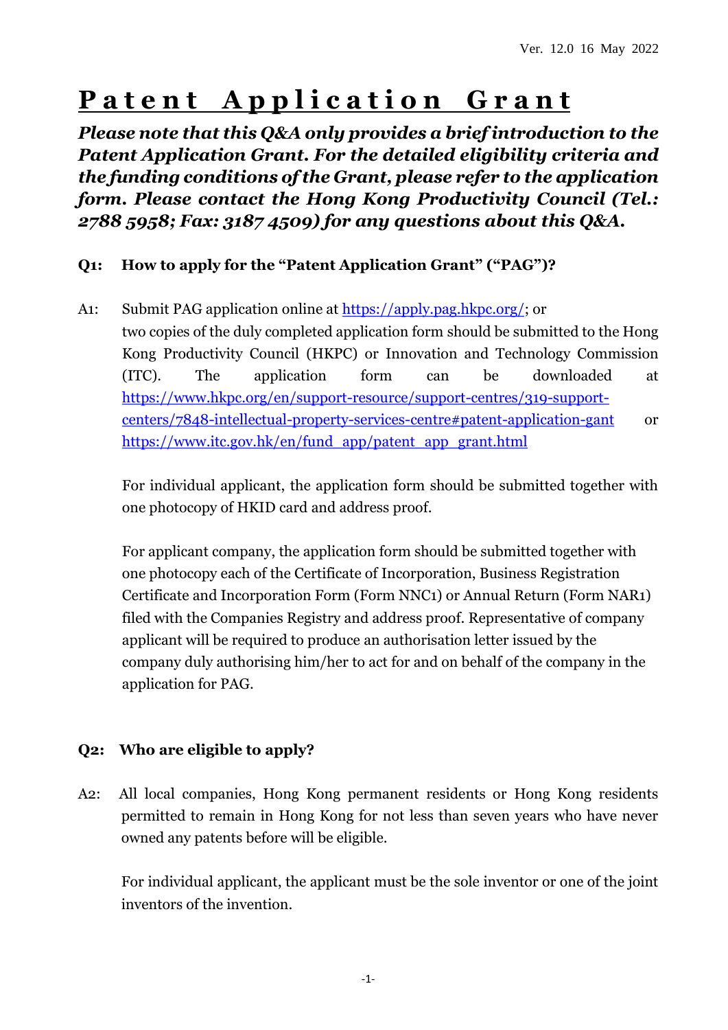Ver. 12.0 16 May 2022

# Patent Application Grant

***Please note that this Q&A only provides a brief introduction to the Patent Application Grant. For the detailed eligibility criteria and the funding conditions of the Grant, please refer to the application form. Please contact the Hong Kong Productivity Council (Tel.: 2788 5958; Fax: 3187 4509) for any questions about this Q&A.***

**Q1: How to apply for the "Patent Application Grant" ("PAG")?**

A1: Submit PAG application online at https://apply.pag.hkpc.org/; or two copies of the duly completed application form should be submitted to the Hong Kong Productivity Council (HKPC) or Innovation and Technology Commission (ITC). The application form can be downloaded at https://www.hkpc.org/en/support-resource/support-centres/319-support-centers/7848-intellectual-property-services-centre#patent-application-gant or https://www.itc.gov.hk/en/fund_app/patent_app_grant.html

For individual applicant, the application form should be submitted together with one photocopy of HKID card and address proof.

For applicant company, the application form should be submitted together with one photocopy each of the Certificate of Incorporation, Business Registration Certificate and Incorporation Form (Form NNC1) or Annual Return (Form NAR1) filed with the Companies Registry and address proof. Representative of company applicant will be required to produce an authorisation letter issued by the company duly authorising him/her to act for and on behalf of the company in the application for PAG.

**Q2: Who are eligible to apply?**

A2: All local companies, Hong Kong permanent residents or Hong Kong residents permitted to remain in Hong Kong for not less than seven years who have never owned any patents before will be eligible.

For individual applicant, the applicant must be the sole inventor or one of the joint inventors of the invention.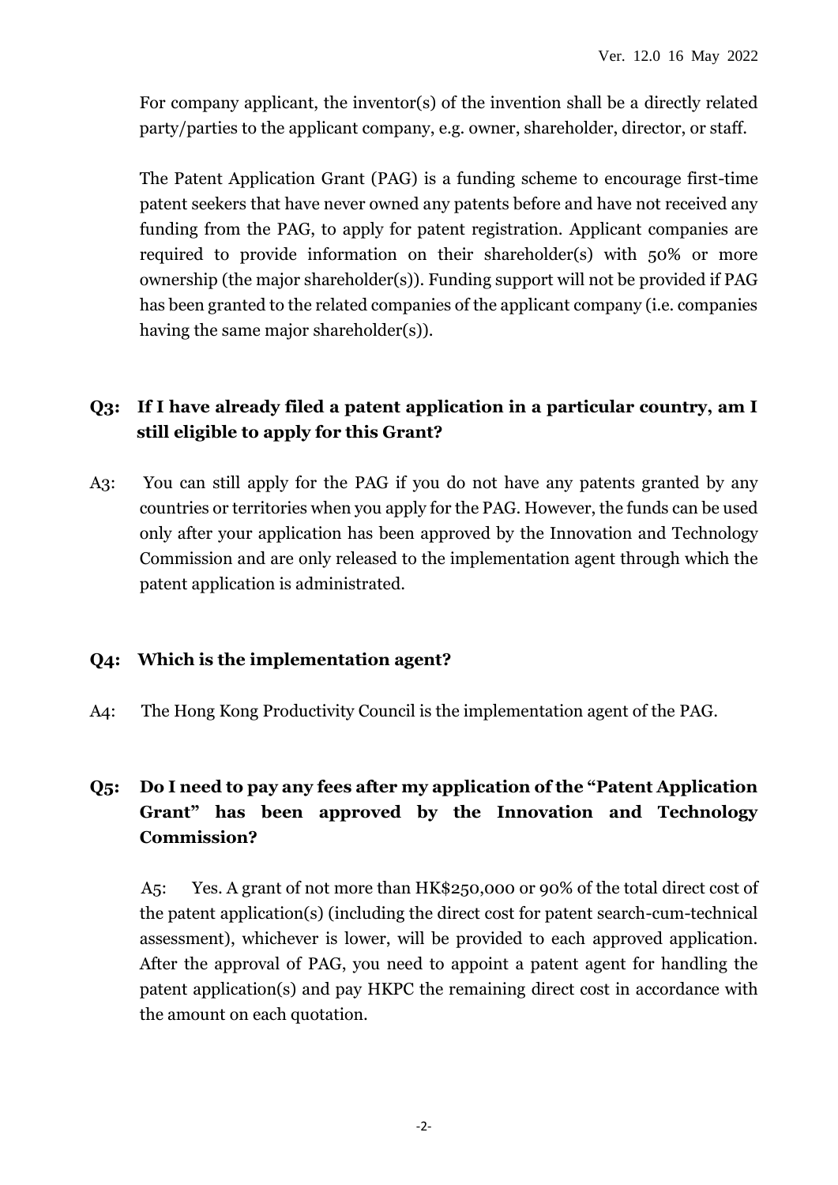For company applicant, the inventor(s) of the invention shall be a directly related party/parties to the applicant company, e.g. owner, shareholder, director, or staff.

The Patent Application Grant (PAG) is a funding scheme to encourage first-time patent seekers that have never owned any patents before and have not received any funding from the PAG, to apply for patent registration. Applicant companies are required to provide information on their shareholder(s) with 50% or more ownership (the major shareholder(s)). Funding support will not be provided if PAG has been granted to the related companies of the applicant company (i.e. companies having the same major shareholder(s)).

**Q3: If I have already filed a patent application in a particular country, am I still eligible to apply for this Grant?**

A3: You can still apply for the PAG if you do not have any patents granted by any countries or territories when you apply for the PAG. However, the funds can be used only after your application has been approved by the Innovation and Technology Commission and are only released to the implementation agent through which the patent application is administrated.

**Q4: Which is the implementation agent?**

A4: The Hong Kong Productivity Council is the implementation agent of the PAG.

**Q5: Do I need to pay any fees after my application of the "Patent Application Grant" has been approved by the Innovation and Technology Commission?**

A5: Yes. A grant of not more than HK$250,000 or 90% of the total direct cost of the patent application(s) (including the direct cost for patent search-cum-technical assessment), whichever is lower, will be provided to each approved application. After the approval of PAG, you need to appoint a patent agent for handling the patent application(s) and pay HKPC the remaining direct cost in accordance with the amount on each quotation.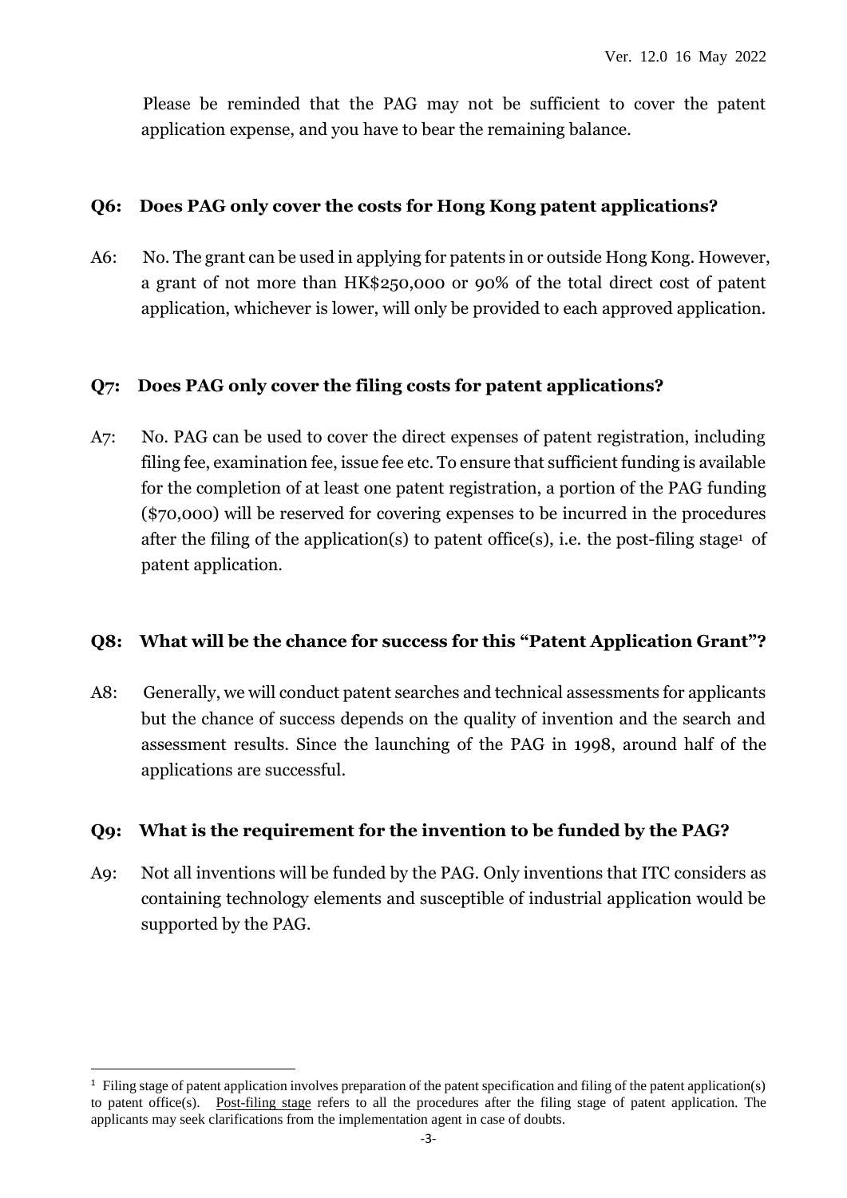Please be reminded that the PAG may not be sufficient to cover the patent application expense, and you have to bear the remaining balance.

**Q6: Does PAG only cover the costs for Hong Kong patent applications?**

A6: No. The grant can be used in applying for patents in or outside Hong Kong. However, a grant of not more than HK$250,000 or 90% of the total direct cost of patent application, whichever is lower, will only be provided to each approved application.

**Q7: Does PAG only cover the filing costs for patent applications?**

A7: No. PAG can be used to cover the direct expenses of patent registration, including filing fee, examination fee, issue fee etc. To ensure that sufficient funding is available for the completion of at least one patent registration, a portion of the PAG funding ($70,000) will be reserved for covering expenses to be incurred in the procedures after the filing of the application(s) to patent office(s), i.e. the post-filing stage[1] of patent application.

**Q8: What will be the chance for success for this "Patent Application Grant"?**

A8: Generally, we will conduct patent searches and technical assessments for applicants but the chance of success depends on the quality of invention and the search and assessment results. Since the launching of the PAG in 1998, around half of the applications are successful.

**Q9: What is the requirement for the invention to be funded by the PAG?**

A9: Not all inventions will be funded by the PAG. Only inventions that ITC considers as containing technology elements and susceptible of industrial application would be supported by the PAG.

---

[1] Filing stage of patent application involves preparation of the patent specification and filing of the patent application(s) to patent office(s). Post-filing stage refers to all the procedures after the filing stage of patent application. The applicants may seek clarifications from the implementation agent in case of doubts.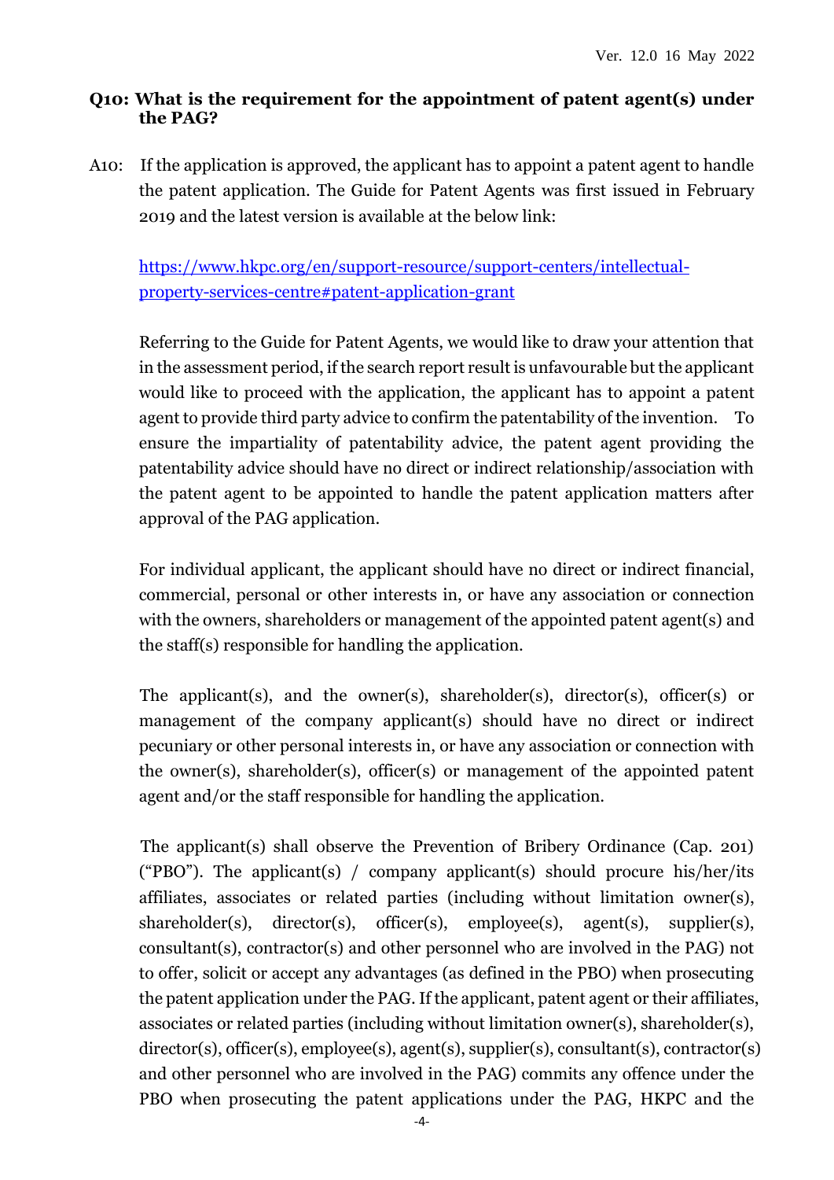**Q10: What is the requirement for the appointment of patent agent(s) under the PAG?**

A10: If the application is approved, the applicant has to appoint a patent agent to handle the patent application. The Guide for Patent Agents was first issued in February 2019 and the latest version is available at the below link:

[https://www.hkpc.org/en/support-resource/support-centers/intellectual-property-services-centre#patent-application-grant](https://www.hkpc.org/en/support-resource/support-centers/intellectual-property-services-centre#patent-application-grant)

Referring to the Guide for Patent Agents, we would like to draw your attention that in the assessment period, if the search report result is unfavourable but the applicant would like to proceed with the application, the applicant has to appoint a patent agent to provide third party advice to confirm the patentability of the invention. To ensure the impartiality of patentability advice, the patent agent providing the patentability advice should have no direct or indirect relationship/association with the patent agent to be appointed to handle the patent application matters after approval of the PAG application.

For individual applicant, the applicant should have no direct or indirect financial, commercial, personal or other interests in, or have any association or connection with the owners, shareholders or management of the appointed patent agent(s) and the staff(s) responsible for handling the application.

The applicant(s), and the owner(s), shareholder(s), director(s), officer(s) or management of the company applicant(s) should have no direct or indirect pecuniary or other personal interests in, or have any association or connection with the owner(s), shareholder(s), officer(s) or management of the appointed patent agent and/or the staff responsible for handling the application.

The applicant(s) shall observe the Prevention of Bribery Ordinance (Cap. 201) ("PBO"). The applicant(s) / company applicant(s) should procure his/her/its affiliates, associates or related parties (including without limitation owner(s), shareholder(s), director(s), officer(s), employee(s), agent(s), supplier(s), consultant(s), contractor(s) and other personnel who are involved in the PAG) not to offer, solicit or accept any advantages (as defined in the PBO) when prosecuting the patent application under the PAG. If the applicant, patent agent or their affiliates, associates or related parties (including without limitation owner(s), shareholder(s), director(s), officer(s), employee(s), agent(s), supplier(s), consultant(s), contractor(s) and other personnel who are involved in the PAG) commits any offence under the PBO when prosecuting the patent applications under the PAG, HKPC and the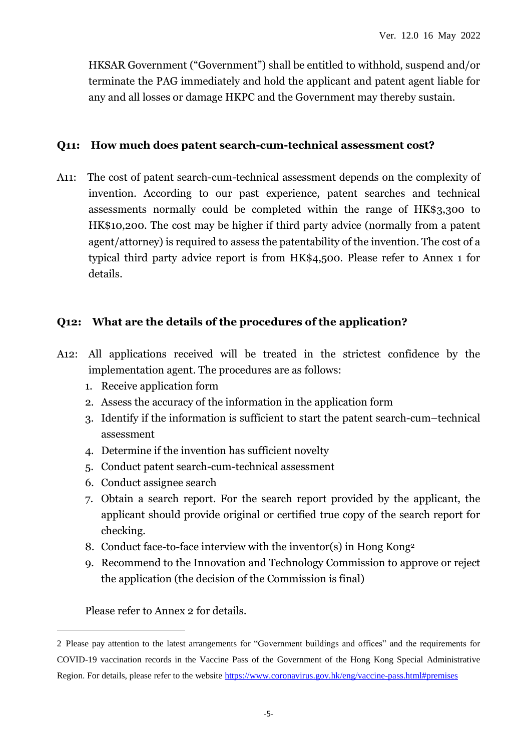HKSAR Government ("Government") shall be entitled to withhold, suspend and/or terminate the PAG immediately and hold the applicant and patent agent liable for any and all losses or damage HKPC and the Government may thereby sustain.

**Q11: How much does patent search-cum-technical assessment cost?**

A11: The cost of patent search-cum-technical assessment depends on the complexity of invention. According to our past experience, patent searches and technical assessments normally could be completed within the range of HK$3,300 to HK$10,200. The cost may be higher if third party advice (normally from a patent agent/attorney) is required to assess the patentability of the invention. The cost of a typical third party advice report is from HK$4,500. Please refer to Annex 1 for details.

**Q12: What are the details of the procedures of the application?**

A12: All applications received will be treated in the strictest confidence by the implementation agent. The procedures are as follows:

1. Receive application form
2. Assess the accuracy of the information in the application form
3. Identify if the information is sufficient to start the patent search-cum–technical assessment
4. Determine if the invention has sufficient novelty
5. Conduct patent search-cum-technical assessment
6. Conduct assignee search
7. Obtain a search report. For the search report provided by the applicant, the applicant should provide original or certified true copy of the search report for checking.
8. Conduct face-to-face interview with the inventor(s) in Hong Kong[2]
9. Recommend to the Innovation and Technology Commission to approve or reject the application (the decision of the Commission is final)

Please refer to Annex 2 for details.

---

[2] Please pay attention to the latest arrangements for "Government buildings and offices" and the requirements for COVID-19 vaccination records in the Vaccine Pass of the Government of the Hong Kong Special Administrative Region. For details, please refer to the website https://www.coronavirus.gov.hk/eng/vaccine-pass.html#premises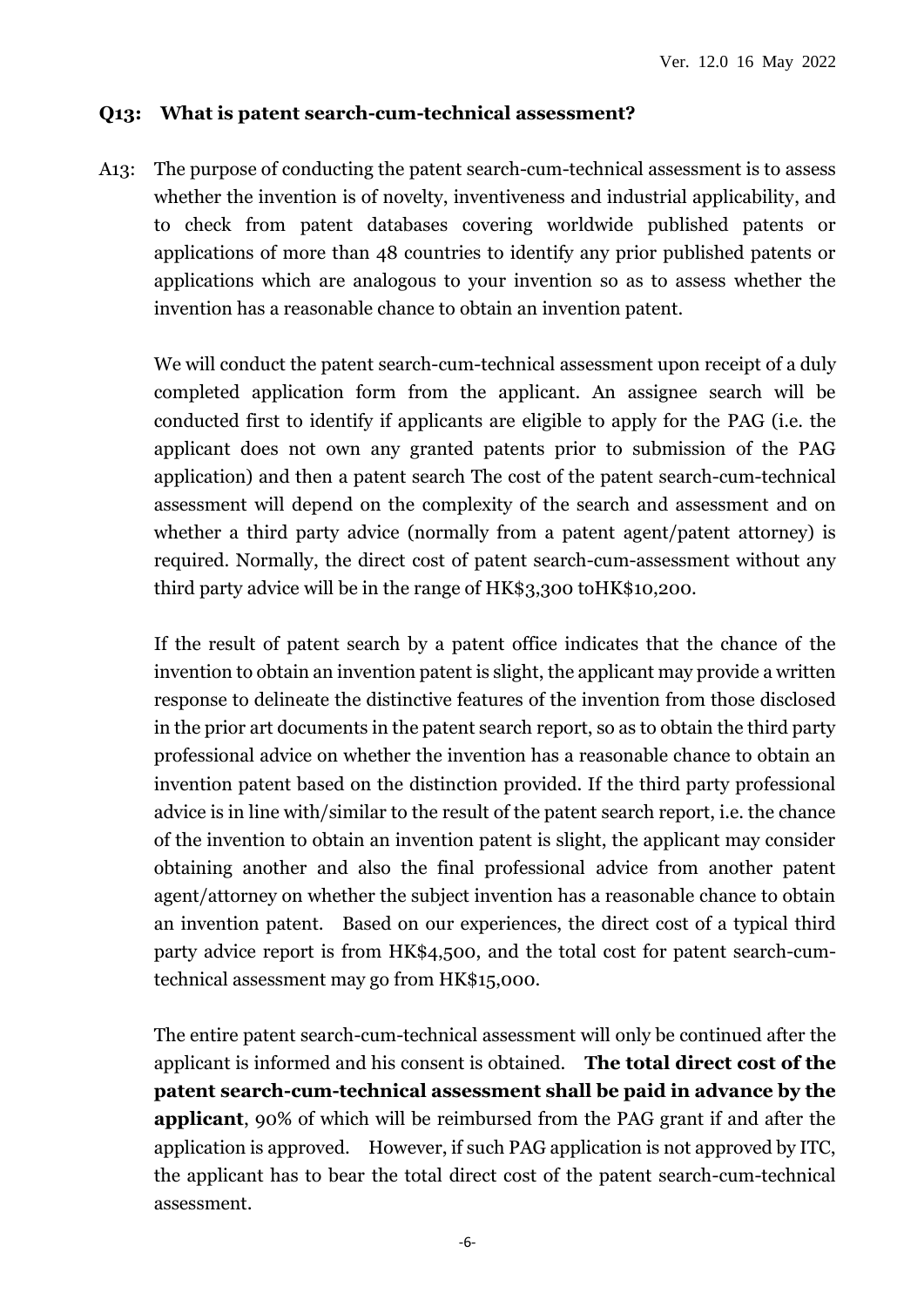**Q13: What is patent search-cum-technical assessment?**

A13: The purpose of conducting the patent search-cum-technical assessment is to assess whether the invention is of novelty, inventiveness and industrial applicability, and to check from patent databases covering worldwide published patents or applications of more than 48 countries to identify any prior published patents or applications which are analogous to your invention so as to assess whether the invention has a reasonable chance to obtain an invention patent.

We will conduct the patent search-cum-technical assessment upon receipt of a duly completed application form from the applicant. An assignee search will be conducted first to identify if applicants are eligible to apply for the PAG (i.e. the applicant does not own any granted patents prior to submission of the PAG application) and then a patent search The cost of the patent search-cum-technical assessment will depend on the complexity of the search and assessment and on whether a third party advice (normally from a patent agent/patent attorney) is required. Normally, the direct cost of patent search-cum-assessment without any third party advice will be in the range of HK$3,300 toHK$10,200.

If the result of patent search by a patent office indicates that the chance of the invention to obtain an invention patent is slight, the applicant may provide a written response to delineate the distinctive features of the invention from those disclosed in the prior art documents in the patent search report, so as to obtain the third party professional advice on whether the invention has a reasonable chance to obtain an invention patent based on the distinction provided. If the third party professional advice is in line with/similar to the result of the patent search report, i.e. the chance of the invention to obtain an invention patent is slight, the applicant may consider obtaining another and also the final professional advice from another patent agent/attorney on whether the subject invention has a reasonable chance to obtain an invention patent. Based on our experiences, the direct cost of a typical third party advice report is from HK$4,500, and the total cost for patent search-cum-technical assessment may go from HK$15,000.

The entire patent search-cum-technical assessment will only be continued after the applicant is informed and his consent is obtained. **The total direct cost of the patent search-cum-technical assessment shall be paid in advance by the applicant**, 90% of which will be reimbursed from the PAG grant if and after the application is approved. However, if such PAG application is not approved by ITC, the applicant has to bear the total direct cost of the patent search-cum-technical assessment.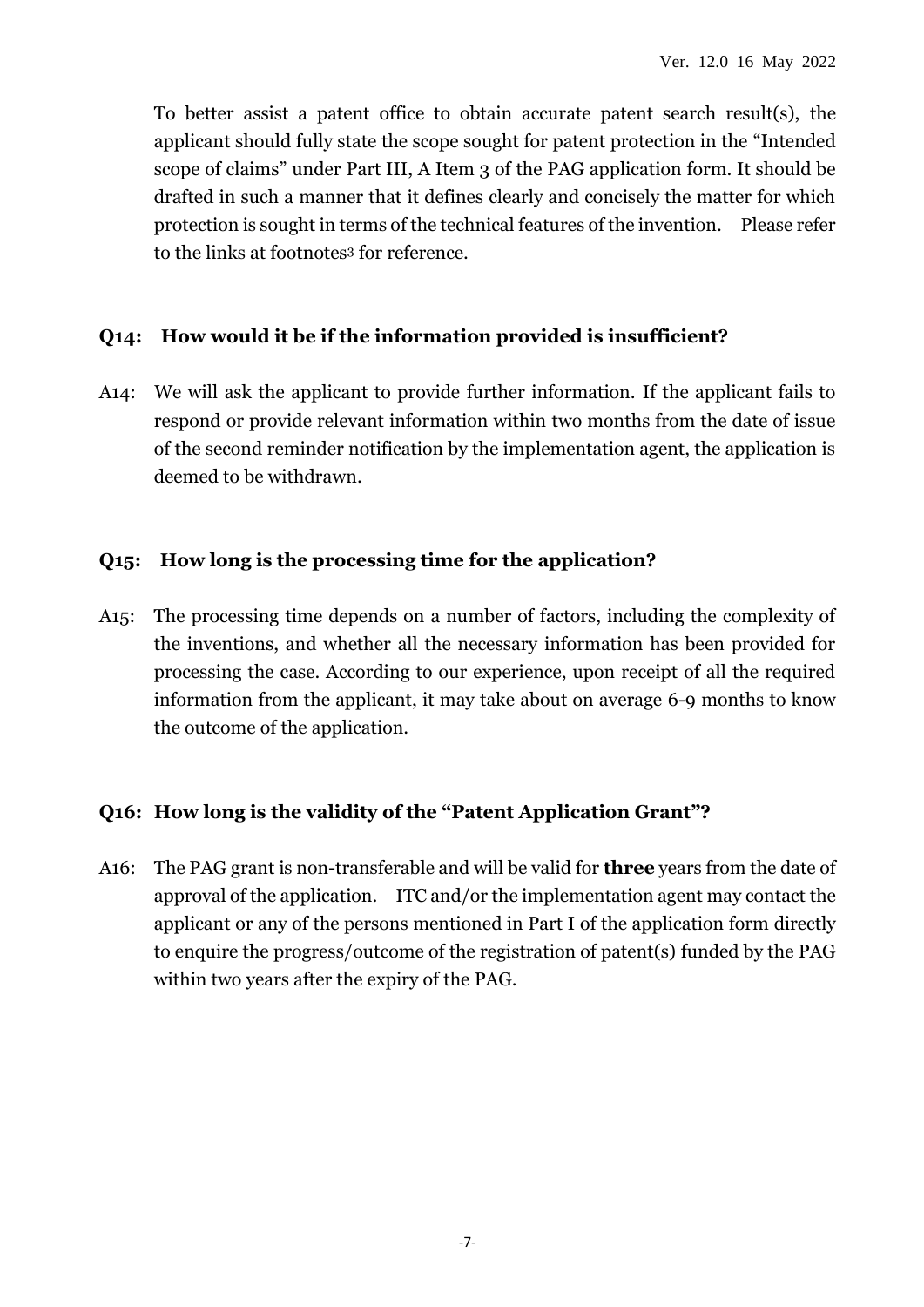To better assist a patent office to obtain accurate patent search result(s), the applicant should fully state the scope sought for patent protection in the "Intended scope of claims" under Part III, A Item 3 of the PAG application form. It should be drafted in such a manner that it defines clearly and concisely the matter for which protection is sought in terms of the technical features of the invention. Please refer to the links at footnotes[3] for reference.

**Q14: How would it be if the information provided is insufficient?**

A14: We will ask the applicant to provide further information. If the applicant fails to respond or provide relevant information within two months from the date of issue of the second reminder notification by the implementation agent, the application is deemed to be withdrawn.

**Q15: How long is the processing time for the application?**

A15: The processing time depends on a number of factors, including the complexity of the inventions, and whether all the necessary information has been provided for processing the case. According to our experience, upon receipt of all the required information from the applicant, it may take about on average 6-9 months to know the outcome of the application.

**Q16: How long is the validity of the "Patent Application Grant"?**

A16: The PAG grant is non-transferable and will be valid for **three** years from the date of approval of the application. ITC and/or the implementation agent may contact the applicant or any of the persons mentioned in Part I of the application form directly to enquire the progress/outcome of the registration of patent(s) funded by the PAG within two years after the expiry of the PAG.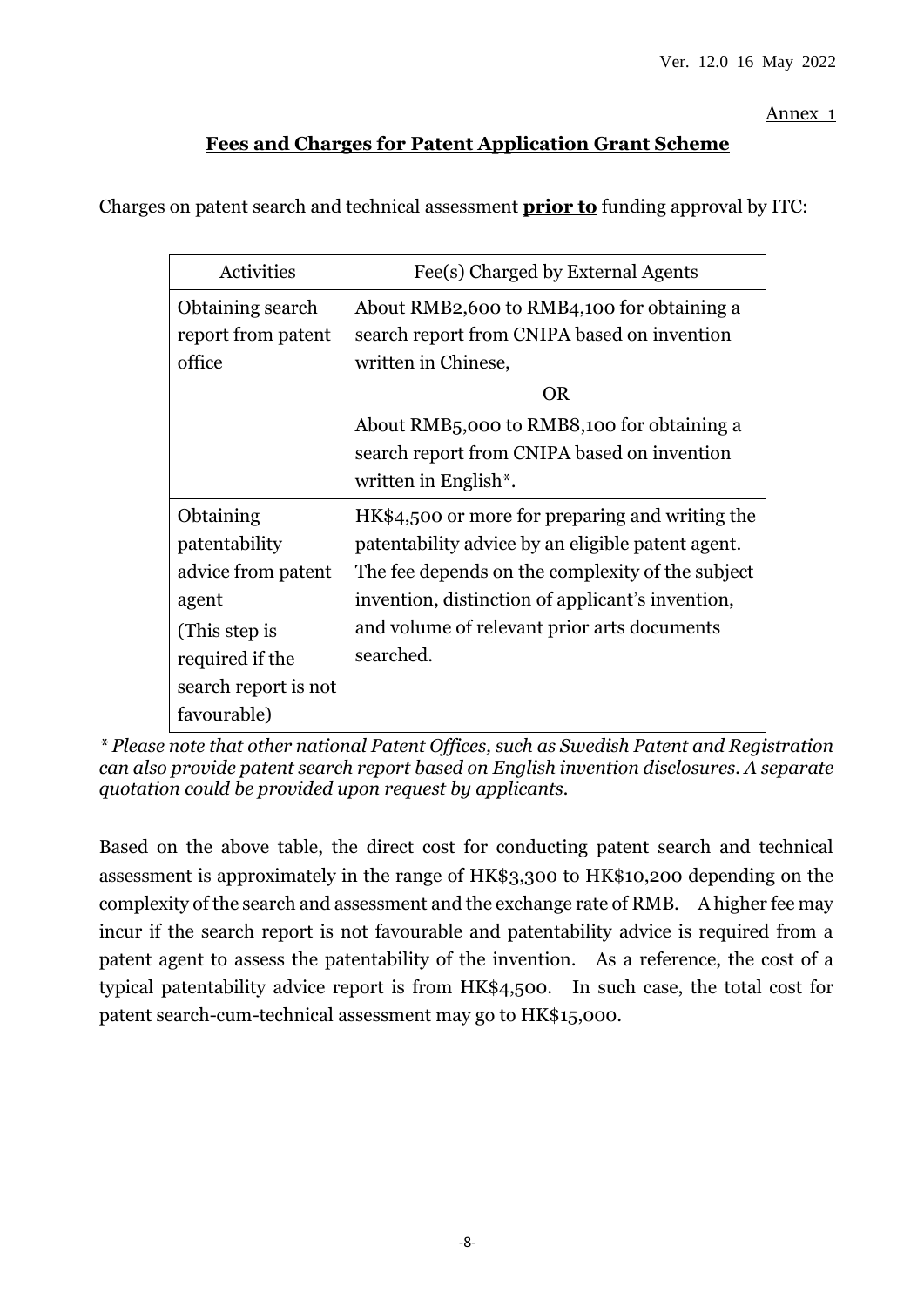Annex 1

## Fees and Charges for Patent Application Grant Scheme

Charges on patent search and technical assessment **prior to** funding approval by ITC:

| Activities | Fee(s) Charged by External Agents |
|---|---|
| Obtaining search report from patent office | About RMB2,600 to RMB4,100 for obtaining a search report from CNIPA based on invention written in Chinese, <br> OR <br> About RMB5,000 to RMB8,100 for obtaining a search report from CNIPA based on invention written in English*. |
| Obtaining patentability advice from patent agent <br> (This step is required if the search report is not favourable) | HK$4,500 or more for preparing and writing the patentability advice by an eligible patent agent. The fee depends on the complexity of the subject invention, distinction of applicant's invention, and volume of relevant prior arts documents searched. |

*\* Please note that other national Patent Offices, such as Swedish Patent and Registration can also provide patent search report based on English invention disclosures. A separate quotation could be provided upon request by applicants.*

Based on the above table, the direct cost for conducting patent search and technical assessment is approximately in the range of HK$3,300 to HK$10,200 depending on the complexity of the search and assessment and the exchange rate of RMB. A higher fee may incur if the search report is not favourable and patentability advice is required from a patent agent to assess the patentability of the invention. As a reference, the cost of a typical patentability advice report is from HK$4,500. In such case, the total cost for patent search-cum-technical assessment may go to HK$15,000.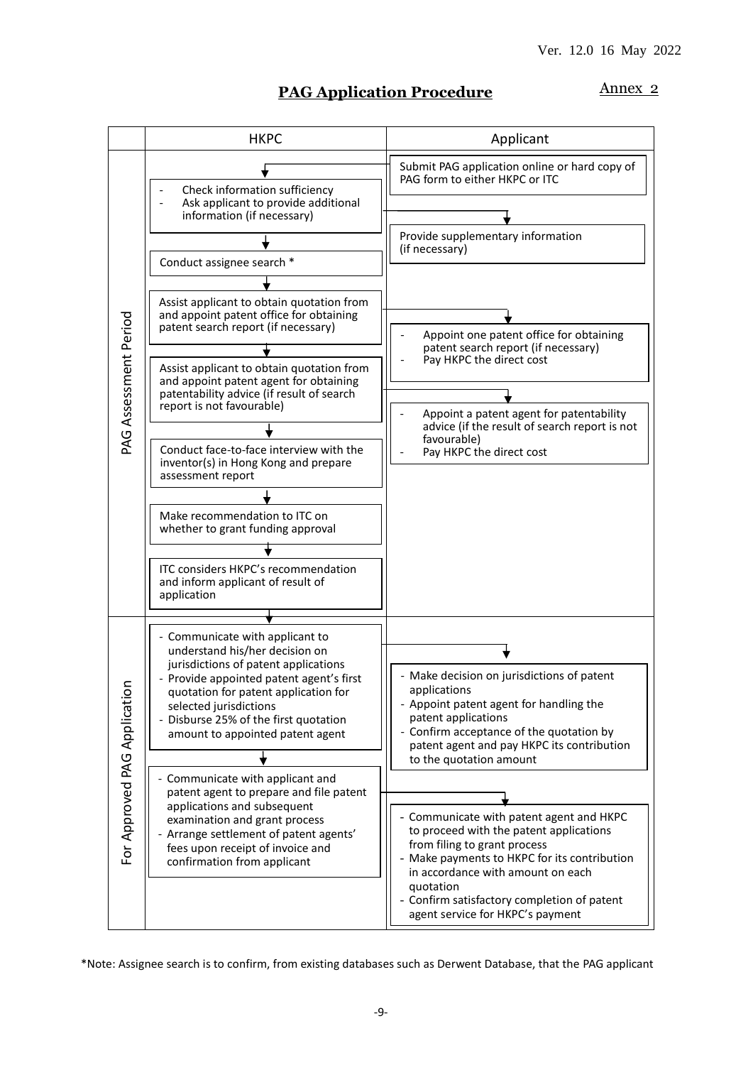Ver. 12.0 16 May 2022

Annex 2

# PAG Application Procedure

| | HKPC | Applicant |
|---|---|---|
| PAG Assessment Period | | Submit PAG application online or hard copy of PAG form to either HKPC or ITC |
| | - Check information sufficiency<br>- Ask applicant to provide additional information (if necessary) | |
| | | Provide supplementary information (if necessary) |
| | Conduct assignee search * | |
| | Assist applicant to obtain quotation from and appoint patent office for obtaining patent search report (if necessary) | |
| | | - Appoint one patent office for obtaining patent search report (if necessary)<br>- Pay HKPC the direct cost |
| | Assist applicant to obtain quotation from and appoint patent agent for obtaining patentability advice (if result of search report is not favourable) | |
| | | - Appoint a patent agent for patentability advice (if the result of search report is not favourable)<br>- Pay HKPC the direct cost |
| | Conduct face-to-face interview with the inventor(s) in Hong Kong and prepare assessment report | |
| | Make recommendation to ITC on whether to grant funding approval | |
| | ITC considers HKPC's recommendation and inform applicant of result of application | |
| For Approved PAG Application | - Communicate with applicant to understand his/her decision on jurisdictions of patent applications<br>- Provide appointed patent agent's first quotation for patent application for selected jurisdictions<br>- Disburse 25% of the first quotation amount to appointed patent agent | |
| | | - Make decision on jurisdictions of patent applications<br>- Appoint patent agent for handling the patent applications<br>- Confirm acceptance of the quotation by patent agent and pay HKPC its contribution to the quotation amount |
| | - Communicate with applicant and patent agent to prepare and file patent applications and subsequent examination and grant process<br>- Arrange settlement of patent agents' fees upon receipt of invoice and confirmation from applicant | |
| | | - Communicate with patent agent and HKPC to proceed with the patent applications from filing to grant process<br>- Make payments to HKPC for its contribution in accordance with amount on each quotation<br>- Confirm satisfactory completion of patent agent service for HKPC's payment |

*Note: Assignee search is to confirm, from existing databases such as Derwent Database, that the PAG applicant